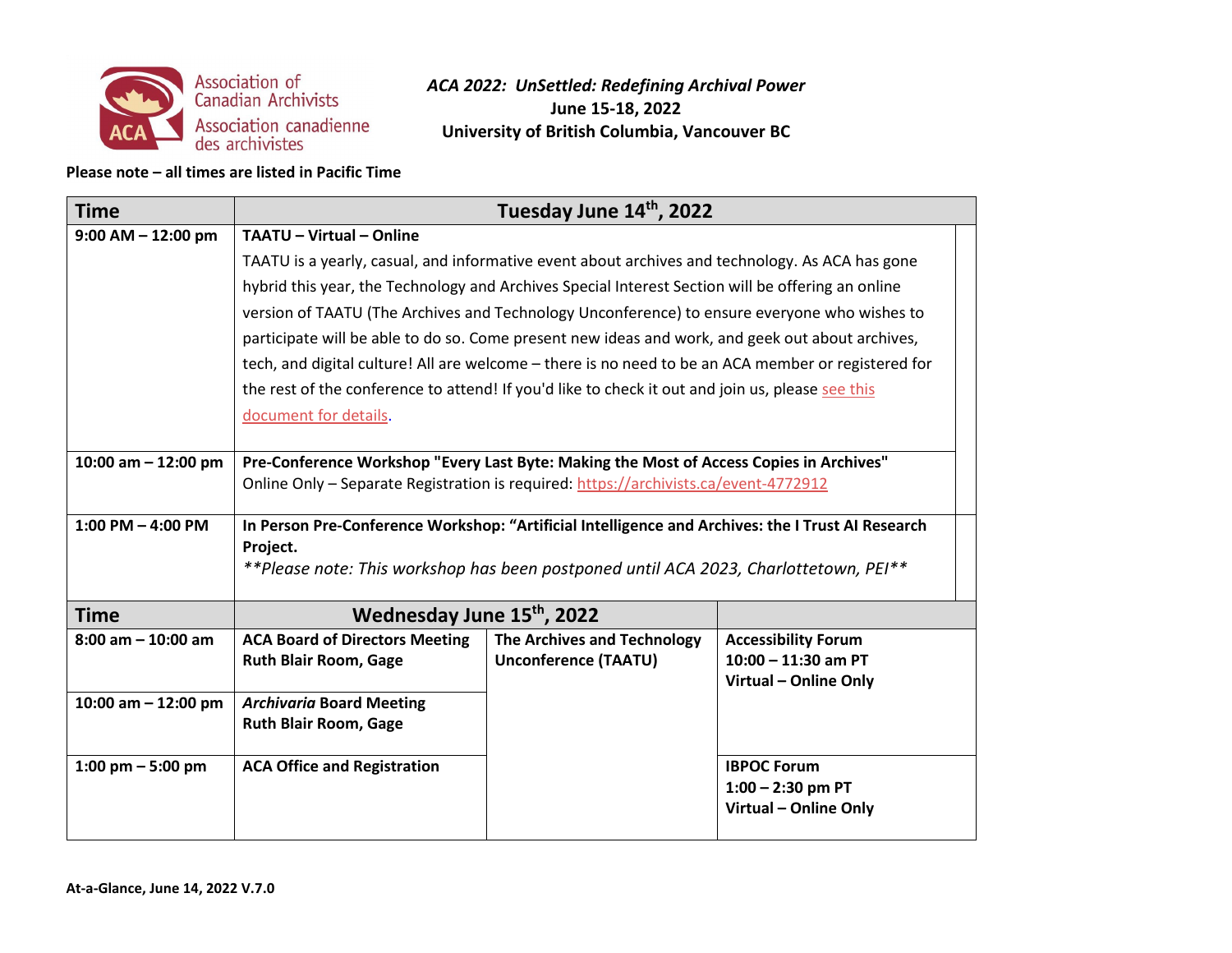Association of Canadian Archivists
Association canadienne des archivistes

# *ACA 2022: UnSettled: Redefining Archival Power*

**June 15-18, 2022**

**University of British Columbia, Vancouver BC**

**Please note – all times are listed in Pacific Time**

| Time | Tuesday June 14th, 2022 |
|---|---|
| 9:00 AM – 12:00 pm | **TAATU – Virtual – Online**<br>TAATU is a yearly, casual, and informative event about archives and technology. As ACA has gone hybrid this year, the Technology and Archives Special Interest Section will be offering an online version of TAATU (The Archives and Technology Unconference) to ensure everyone who wishes to participate will be able to do so. Come present new ideas and work, and geek out about archives, tech, and digital culture! All are welcome – there is no need to be an ACA member or registered for the rest of the conference to attend! If you'd like to check it out and join us, please see this document for details. |
| 10:00 am – 12:00 pm | **Pre-Conference Workshop "Every Last Byte: Making the Most of Access Copies in Archives"**<br>Online Only – Separate Registration is required: https://archivists.ca/event-4772912 |
| 1:00 PM – 4:00 PM | **In Person Pre-Conference Workshop: "Artificial Intelligence and Archives: the I Trust AI Research Project.**<br>*\*\*Please note: This workshop has been postponed until ACA 2023, Charlottetown, PEI\*\** |

| Time | Wednesday June 15th, 2022 | | |
|---|---|---|---|
| 8:00 am – 10:00 am | **ACA Board of Directors Meeting**<br>**Ruth Blair Room, Gage** | **The Archives and Technology Unconference (TAATU)** | **Accessibility Forum**<br>**10:00 – 11:30 am PT**<br>**Virtual – Online Only** |
| 10:00 am – 12:00 pm | ***Archivaria* Board Meeting**<br>**Ruth Blair Room, Gage** | | |
| 1:00 pm – 5:00 pm | **ACA Office and Registration** | | **IBPOC Forum**<br>**1:00 – 2:30 pm PT**<br>**Virtual – Online Only** |

**At-a-Glance, June 14, 2022 V.7.0**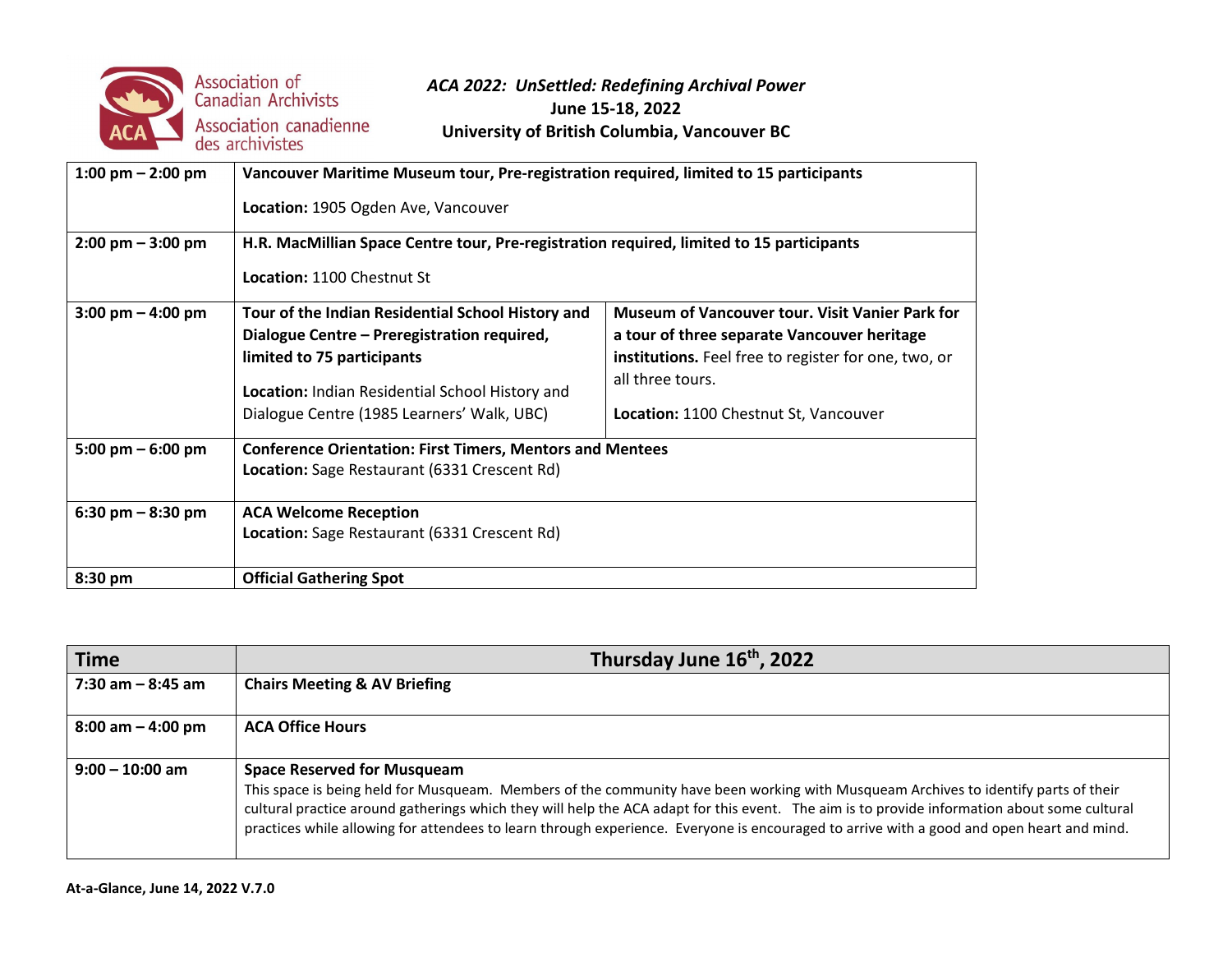*ACA 2022: UnSettled: Redefining Archival Power*
**June 15-18, 2022**
**University of British Columbia, Vancouver BC**

| | | |
|---|---|---|
| 1:00 pm – 2:00 pm | **Vancouver Maritime Museum tour, Pre-registration required, limited to 15 participants**<br><br>**Location:** 1905 Ogden Ave, Vancouver | |
| 2:00 pm – 3:00 pm | **H.R. MacMillian Space Centre tour, Pre-registration required, limited to 15 participants**<br><br>**Location:** 1100 Chestnut St | |
| 3:00 pm – 4:00 pm | **Tour of the Indian Residential School History and Dialogue Centre – Preregistration required, limited to 75 participants**<br><br>**Location:** Indian Residential School History and Dialogue Centre (1985 Learners' Walk, UBC) | **Museum of Vancouver tour. Visit Vanier Park for a tour of three separate Vancouver heritage institutions.** Feel free to register for one, two, or all three tours.<br><br>**Location:** 1100 Chestnut St, Vancouver |
| 5:00 pm – 6:00 pm | **Conference Orientation: First Timers, Mentors and Mentees**<br>**Location:** Sage Restaurant (6331 Crescent Rd) | |
| 6:30 pm – 8:30 pm | **ACA Welcome Reception**<br>**Location:** Sage Restaurant (6331 Crescent Rd) | |
| 8:30 pm | **Official Gathering Spot** | |

| Time | Thursday June 16th, 2022 |
|---|---|
| 7:30 am – 8:45 am | **Chairs Meeting & AV Briefing** |
| 8:00 am – 4:00 pm | **ACA Office Hours** |
| 9:00 – 10:00 am | **Space Reserved for Musqueam**<br>This space is being held for Musqueam. Members of the community have been working with Musqueam Archives to identify parts of their cultural practice around gatherings which they will help the ACA adapt for this event. The aim is to provide information about some cultural practices while allowing for attendees to learn through experience. Everyone is encouraged to arrive with a good and open heart and mind. |

**At-a-Glance, June 14, 2022 V.7.0**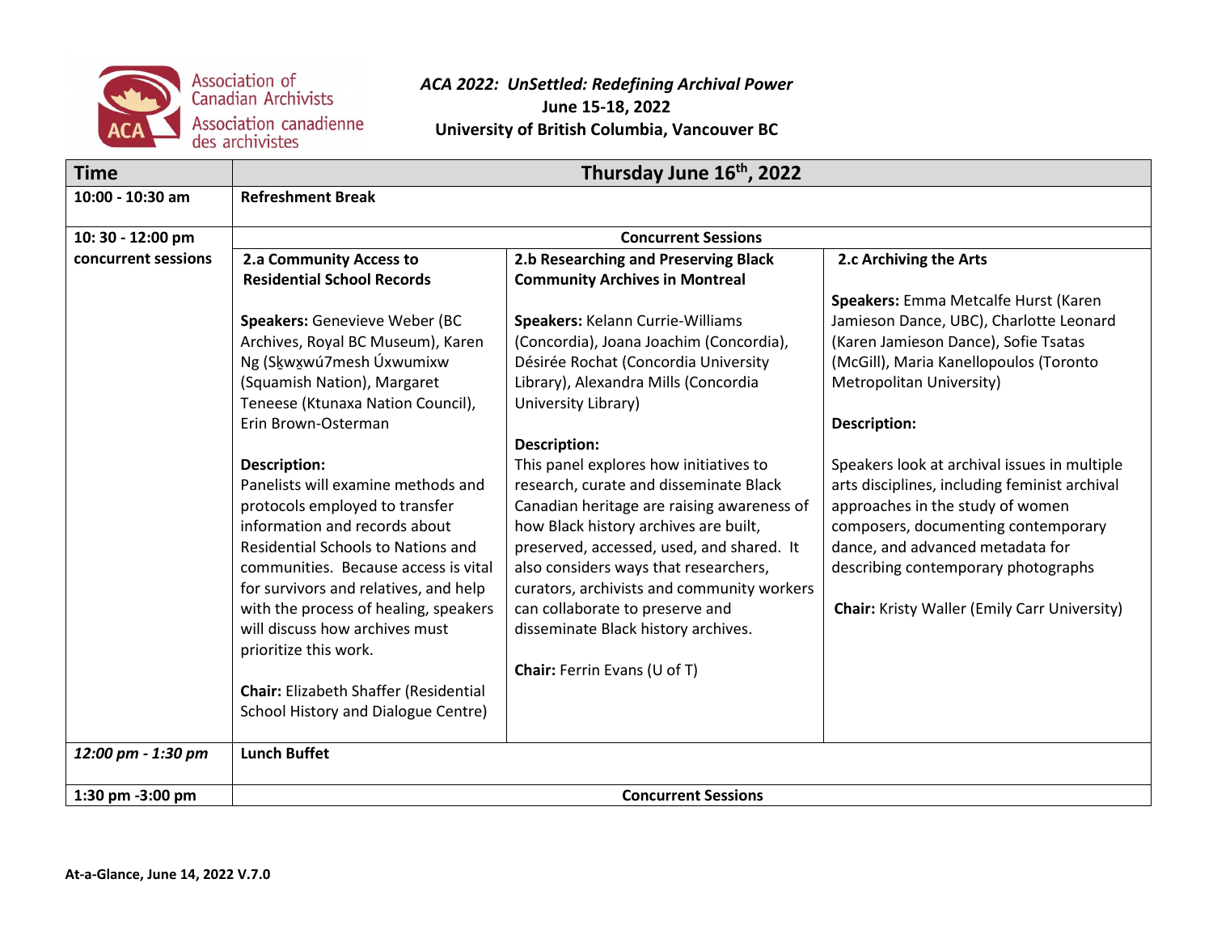Association of Canadian Archivists
Association canadienne des archivistes

*ACA 2022: UnSettled: Redefining Archival Power*
**June 15-18, 2022**
**University of British Columbia, Vancouver BC**

| **Time** | **Thursday June 16th, 2022** | | |
|---|---|---|---|
| **10:00 - 10:30 am** | **Refreshment Break** | | |
| **10: 30 - 12:00 pm concurrent sessions** | **Concurrent Sessions** | | |
| | **2.a Community Access to Residential School Records**<br><br>**Speakers:** Genevieve Weber (BC Archives, Royal BC Museum), Karen Ng (Sḵwx̱wú7mesh Úxwumixw (Squamish Nation), Margaret Teneese (Ktunaxa Nation Council), Erin Brown-Osterman<br><br>**Description:**<br>Panelists will examine methods and protocols employed to transfer information and records about Residential Schools to Nations and communities. Because access is vital for survivors and relatives, and help with the process of healing, speakers will discuss how archives must prioritize this work.<br><br>**Chair:** Elizabeth Shaffer (Residential School History and Dialogue Centre) | **2.b Researching and Preserving Black Community Archives in Montreal**<br><br>**Speakers:** Kelann Currie-Williams (Concordia), Joana Joachim (Concordia), Désirée Rochat (Concordia University Library), Alexandra Mills (Concordia University Library)<br><br>**Description:**<br>This panel explores how initiatives to research, curate and disseminate Black Canadian heritage are raising awareness of how Black history archives are built, preserved, accessed, used, and shared. It also considers ways that researchers, curators, archivists and community workers can collaborate to preserve and disseminate Black history archives.<br><br>**Chair:** Ferrin Evans (U of T) | **2.c Archiving the Arts**<br><br>**Speakers:** Emma Metcalfe Hurst (Karen Jamieson Dance, UBC), Charlotte Leonard (Karen Jamieson Dance), Sofie Tsatas (McGill), Maria Kanellopoulos (Toronto Metropolitan University)<br><br>**Description:**<br><br>Speakers look at archival issues in multiple arts disciplines, including feminist archival approaches in the study of women composers, documenting contemporary dance, and advanced metadata for describing contemporary photographs<br><br>**Chair:** Kristy Waller (Emily Carr University) |
| ***12:00 pm - 1:30 pm*** | **Lunch Buffet** | | |
| **1:30 pm -3:00 pm** | **Concurrent Sessions** | | |

**At-a-Glance, June 14, 2022 V.7.0**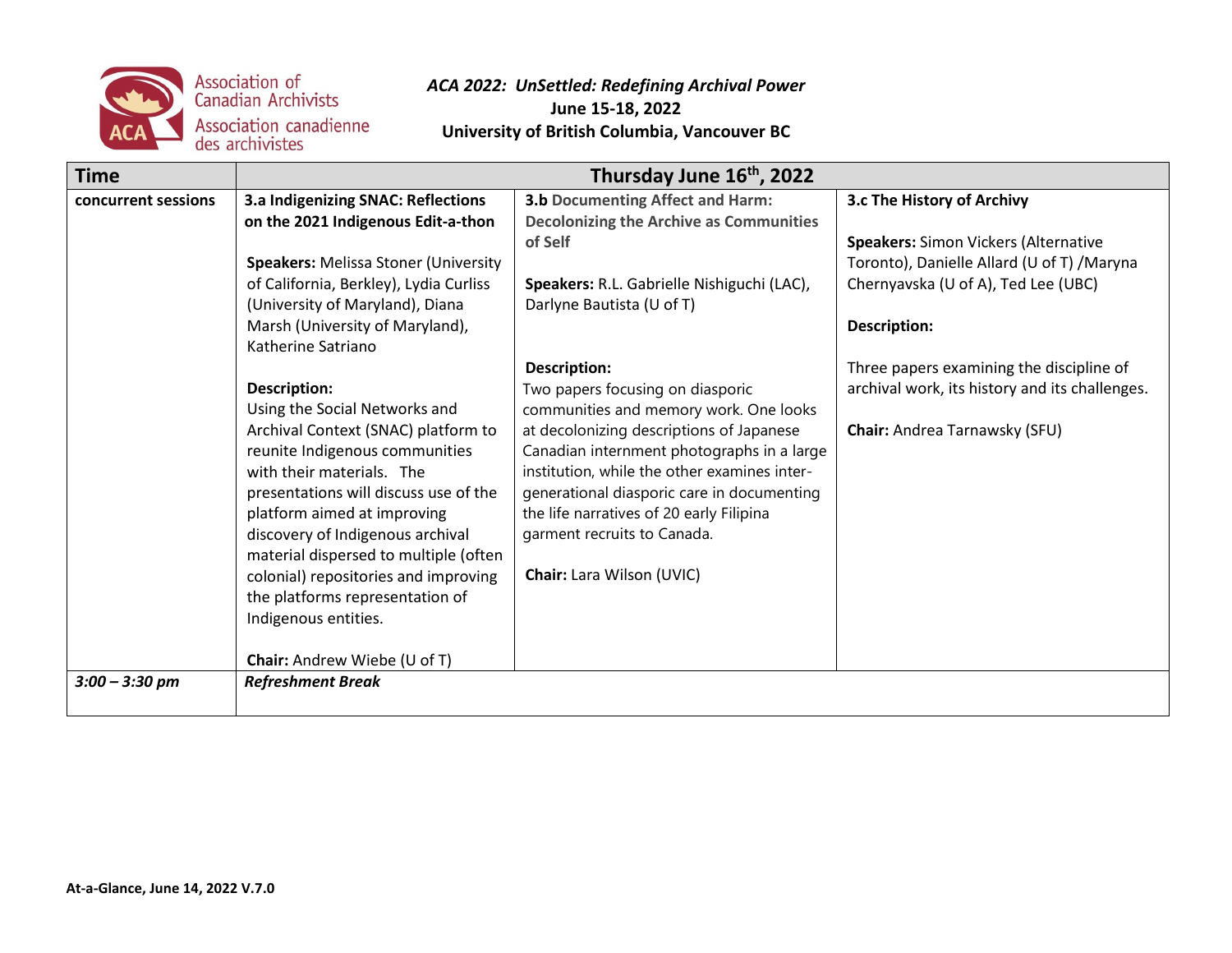Association of Canadian Archivists
Association canadienne des archivistes

*ACA 2022: UnSettled: Redefining Archival Power*
**June 15-18, 2022**
**University of British Columbia, Vancouver BC**

| Time | Thursday June 16th, 2022 | | |
|---|---|---|---|
| **concurrent sessions** | **3.a Indigenizing SNAC: Reflections on the 2021 Indigenous Edit-a-thon**<br><br>**Speakers:** Melissa Stoner (University of California, Berkley), Lydia Curliss (University of Maryland), Diana Marsh (University of Maryland), Katherine Satriano<br><br>**Description:**<br>Using the Social Networks and Archival Context (SNAC) platform to reunite Indigenous communities with their materials. The presentations will discuss use of the platform aimed at improving discovery of Indigenous archival material dispersed to multiple (often colonial) repositories and improving the platforms representation of Indigenous entities.<br><br>**Chair:** Andrew Wiebe (U of T) | **3.b Documenting Affect and Harm: Decolonizing the Archive as Communities of Self**<br><br>**Speakers:** R.L. Gabrielle Nishiguchi (LAC), Darlyne Bautista (U of T)<br><br>**Description:**<br>Two papers focusing on diasporic communities and memory work. One looks at decolonizing descriptions of Japanese Canadian internment photographs in a large institution, while the other examines inter-generational diasporic care in documenting the life narratives of 20 early Filipina garment recruits to Canada.<br><br>**Chair:** Lara Wilson (UVIC) | **3.c The History of Archivy**<br><br>**Speakers:** Simon Vickers (Alternative Toronto), Danielle Allard (U of T) /Maryna Chernyavska (U of A), Ted Lee (UBC)<br><br>**Description:**<br><br>Three papers examining the discipline of archival work, its history and its challenges.<br><br>**Chair:** Andrea Tarnawsky (SFU) |
| ***3:00 – 3:30 pm*** | ***Refreshment Break*** | | |

**At-a-Glance, June 14, 2022 V.7.0**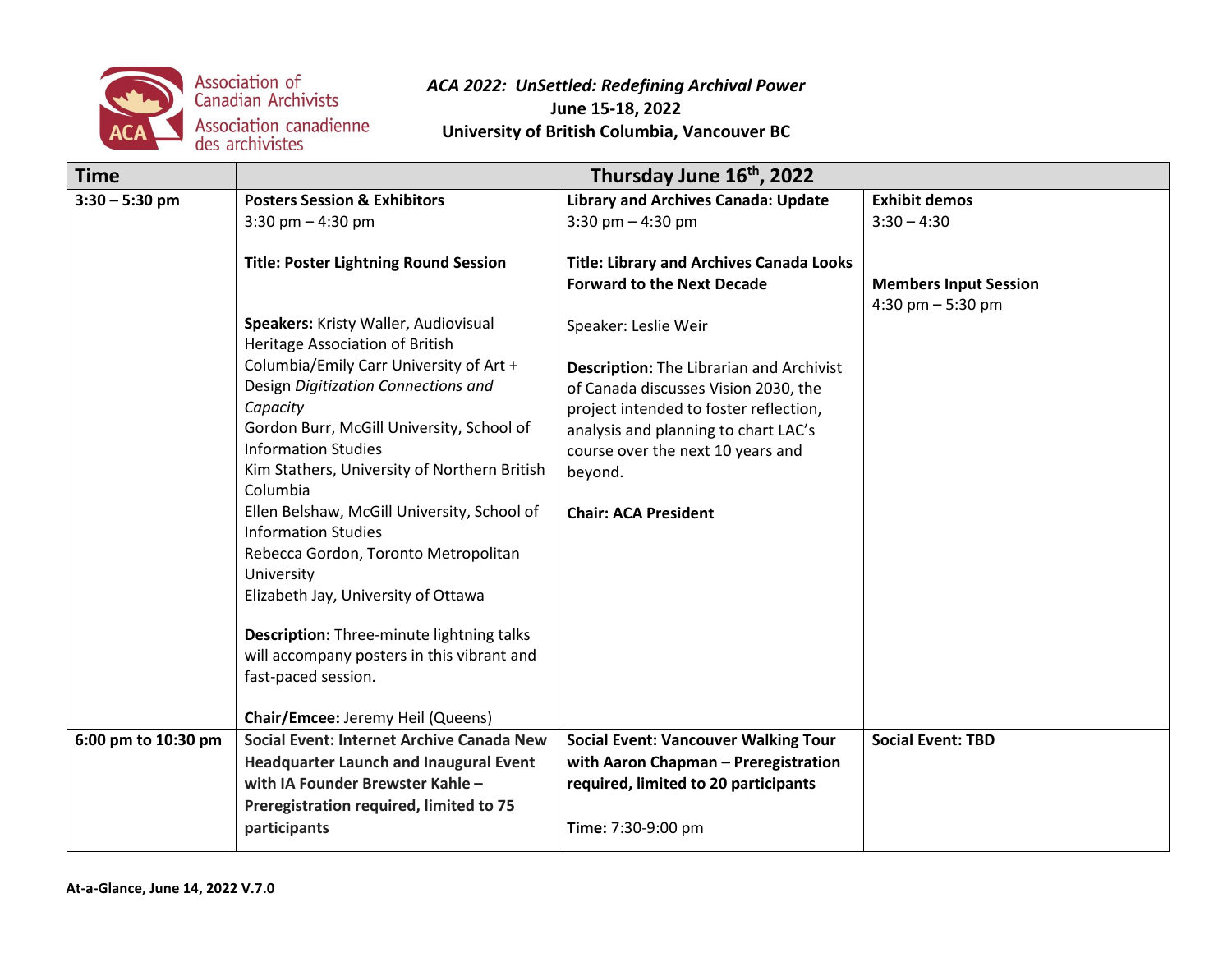Association of Canadian Archivists
Association canadienne des archivistes

***ACA 2022: UnSettled: Redefining Archival Power***
**June 15-18, 2022**
**University of British Columbia, Vancouver BC**

| Time | Thursday June 16th, 2022 | | |
|---|---|---|---|
| **3:30 – 5:30 pm** | **Posters Session & Exhibitors**<br>3:30 pm – 4:30 pm<br><br>**Title: Poster Lightning Round Session**<br><br>**Speakers:** Kristy Waller, Audiovisual Heritage Association of British Columbia/Emily Carr University of Art + Design *Digitization Connections and Capacity*<br>Gordon Burr, McGill University, School of Information Studies<br>Kim Stathers, University of Northern British Columbia<br>Ellen Belshaw, McGill University, School of Information Studies<br>Rebecca Gordon, Toronto Metropolitan University<br>Elizabeth Jay, University of Ottawa<br><br>**Description:** Three-minute lightning talks will accompany posters in this vibrant and fast-paced session.<br><br>**Chair/Emcee:** Jeremy Heil (Queens) | **Library and Archives Canada: Update**<br>3:30 pm – 4:30 pm<br><br>**Title: Library and Archives Canada Looks Forward to the Next Decade**<br><br>Speaker: Leslie Weir<br><br>**Description:** The Librarian and Archivist of Canada discusses Vision 2030, the project intended to foster reflection, analysis and planning to chart LAC's course over the next 10 years and beyond.<br><br>**Chair: ACA President** | **Exhibit demos**<br>3:30 – 4:30<br><br>**Members Input Session**<br>4:30 pm – 5:30 pm |
| **6:00 pm to 10:30 pm** | **Social Event: Internet Archive Canada New Headquarter Launch and Inaugural Event with IA Founder Brewster Kahle – Preregistration required, limited to 75 participants** | **Social Event: Vancouver Walking Tour with Aaron Chapman – Preregistration required, limited to 20 participants**<br><br>**Time:** 7:30-9:00 pm | **Social Event: TBD** |

**At-a-Glance, June 14, 2022 V.7.0**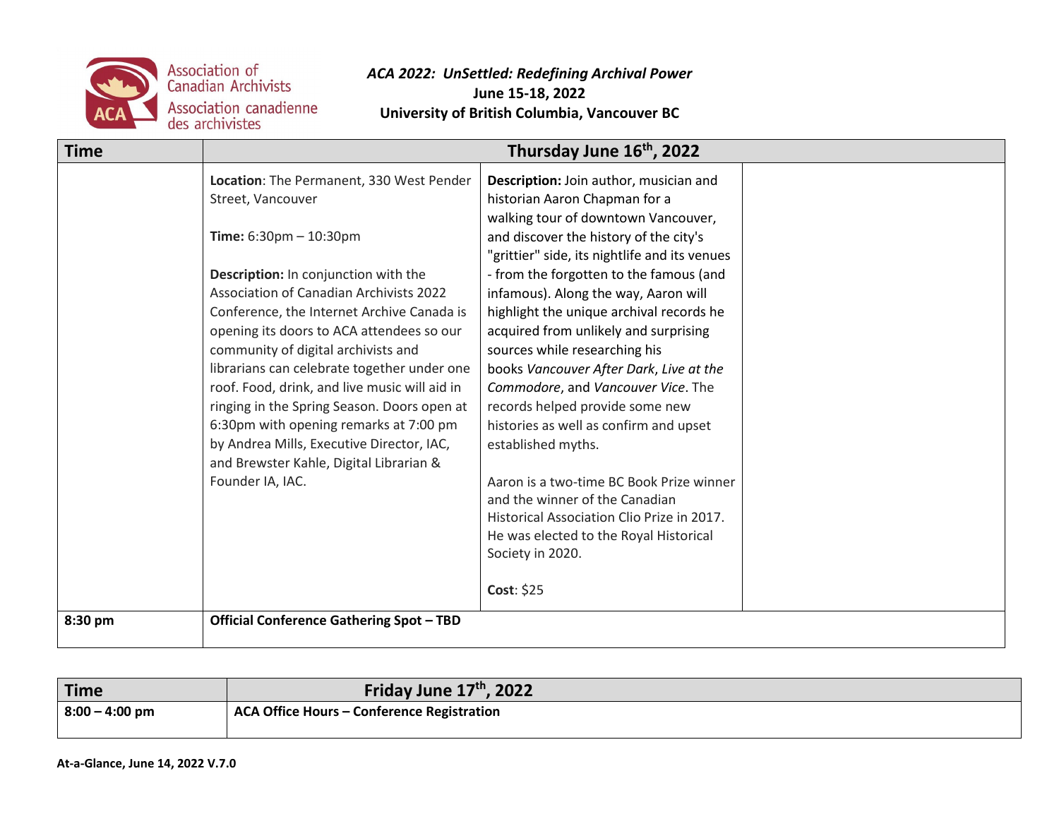**ACA 2022: UnSettled: Redefining Archival Power**
**June 15-18, 2022**
**University of British Columbia, Vancouver BC**

| Time | Thursday June 16th, 2022 | | |
|---|---|---|---|
| | **Location**: The Permanent, 330 West Pender Street, Vancouver<br><br>**Time:** 6:30pm – 10:30pm<br><br>**Description:** In conjunction with the Association of Canadian Archivists 2022 Conference, the Internet Archive Canada is opening its doors to ACA attendees so our community of digital archivists and librarians can celebrate together under one roof. Food, drink, and live music will aid in ringing in the Spring Season. Doors open at 6:30pm with opening remarks at 7:00 pm by Andrea Mills, Executive Director, IAC, and Brewster Kahle, Digital Librarian & Founder IA, IAC. | **Description:** Join author, musician and historian Aaron Chapman for a walking tour of downtown Vancouver, and discover the history of the city's "grittier" side, its nightlife and its venues - from the forgotten to the famous (and infamous). Along the way, Aaron will highlight the unique archival records he acquired from unlikely and surprising sources while researching his books *Vancouver After Dark*, *Live at the Commodore*, and *Vancouver Vice*. The records helped provide some new histories as well as confirm and upset established myths.<br><br>Aaron is a two-time BC Book Prize winner and the winner of the Canadian Historical Association Clio Prize in 2017. He was elected to the Royal Historical Society in 2020.<br><br>**Cost**: $25 | |
| **8:30 pm** | **Official Conference Gathering Spot – TBD** | | |

| Time | Friday June 17th, 2022 |
|---|---|
| **8:00 – 4:00 pm** | **ACA Office Hours – Conference Registration** |

**At-a-Glance, June 14, 2022 V.7.0**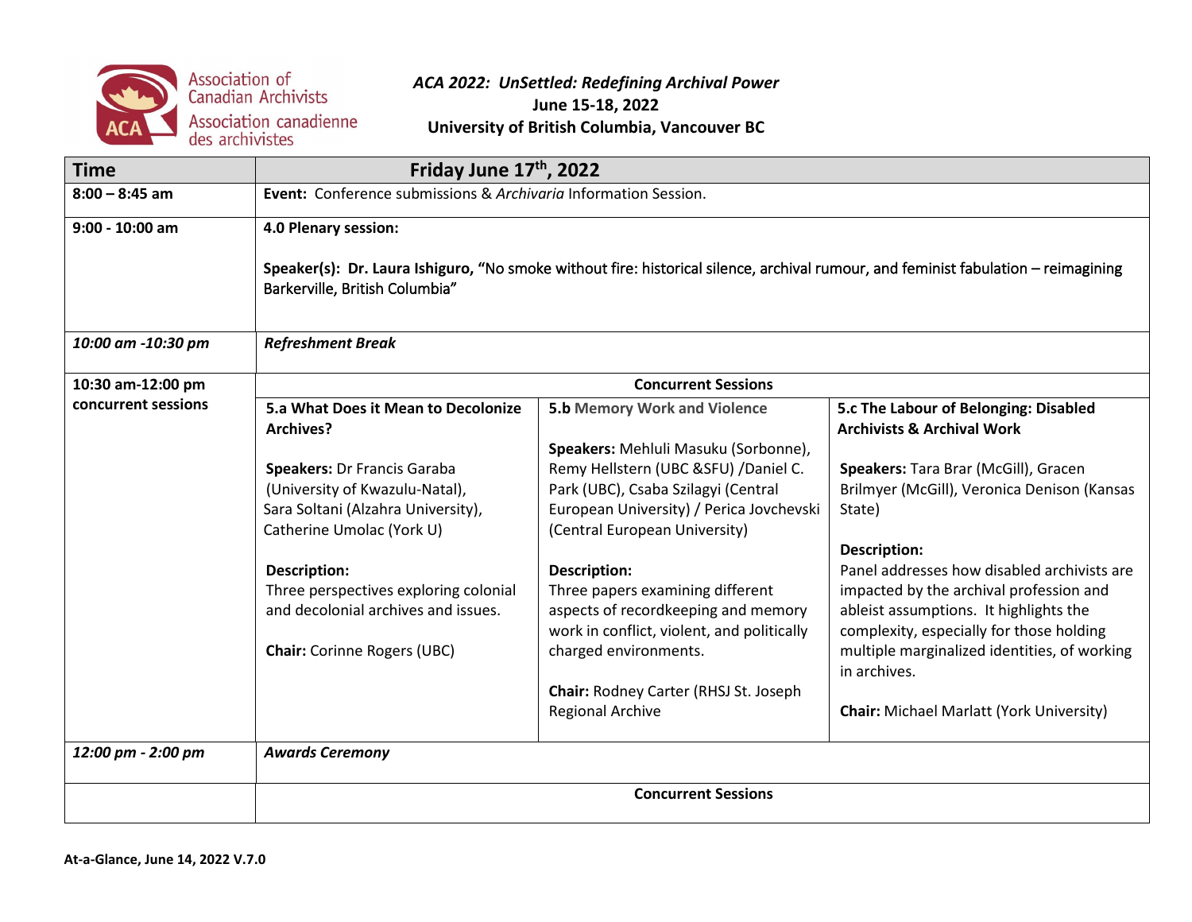Association of Canadian Archivists
Association canadienne des archivistes

*ACA 2022: UnSettled: Redefining Archival Power*
**June 15-18, 2022**
**University of British Columbia, Vancouver BC**

| Time | Friday June 17th, 2022 | | |
|---|---|---|---|
| **8:00 – 8:45 am** | **Event:** Conference submissions & *Archivaria* Information Session. | | |
| **9:00 - 10:00 am** | **4.0 Plenary session:**<br><br>**Speaker(s): Dr. Laura Ishiguro,** "No smoke without fire: historical silence, archival rumour, and feminist fabulation – reimagining Barkerville, British Columbia" | | |
| ***10:00 am -10:30 pm*** | ***Refreshment Break*** | | |
| **10:30 am-12:00 pm concurrent sessions** | **Concurrent Sessions** | | |
| | **5.a What Does it Mean to Decolonize Archives?**<br><br>**Speakers:** Dr Francis Garaba (University of Kwazulu-Natal), Sara Soltani (Alzahra University), Catherine Umolac (York U)<br><br>**Description:**<br>Three perspectives exploring colonial and decolonial archives and issues.<br><br>**Chair:** Corinne Rogers (UBC) | **5.b Memory Work and Violence**<br><br>**Speakers:** Mehluli Masuku (Sorbonne), Remy Hellstern (UBC &SFU) /Daniel C. Park (UBC), Csaba Szilagyi (Central European University) / Perica Jovchevski (Central European University)<br><br>**Description:**<br>Three papers examining different aspects of recordkeeping and memory work in conflict, violent, and politically charged environments.<br><br>**Chair:** Rodney Carter (RHSJ St. Joseph Regional Archive | **5.c The Labour of Belonging: Disabled Archivists & Archival Work**<br><br>**Speakers:** Tara Brar (McGill), Gracen Brilmyer (McGill), Veronica Denison (Kansas State)<br><br>**Description:**<br>Panel addresses how disabled archivists are impacted by the archival profession and ableist assumptions. It highlights the complexity, especially for those holding multiple marginalized identities, of working in archives.<br><br>**Chair:** Michael Marlatt (York University) |
| ***12:00 pm - 2:00 pm*** | ***Awards Ceremony*** | | |
| | **Concurrent Sessions** | | |

**At-a-Glance, June 14, 2022 V.7.0**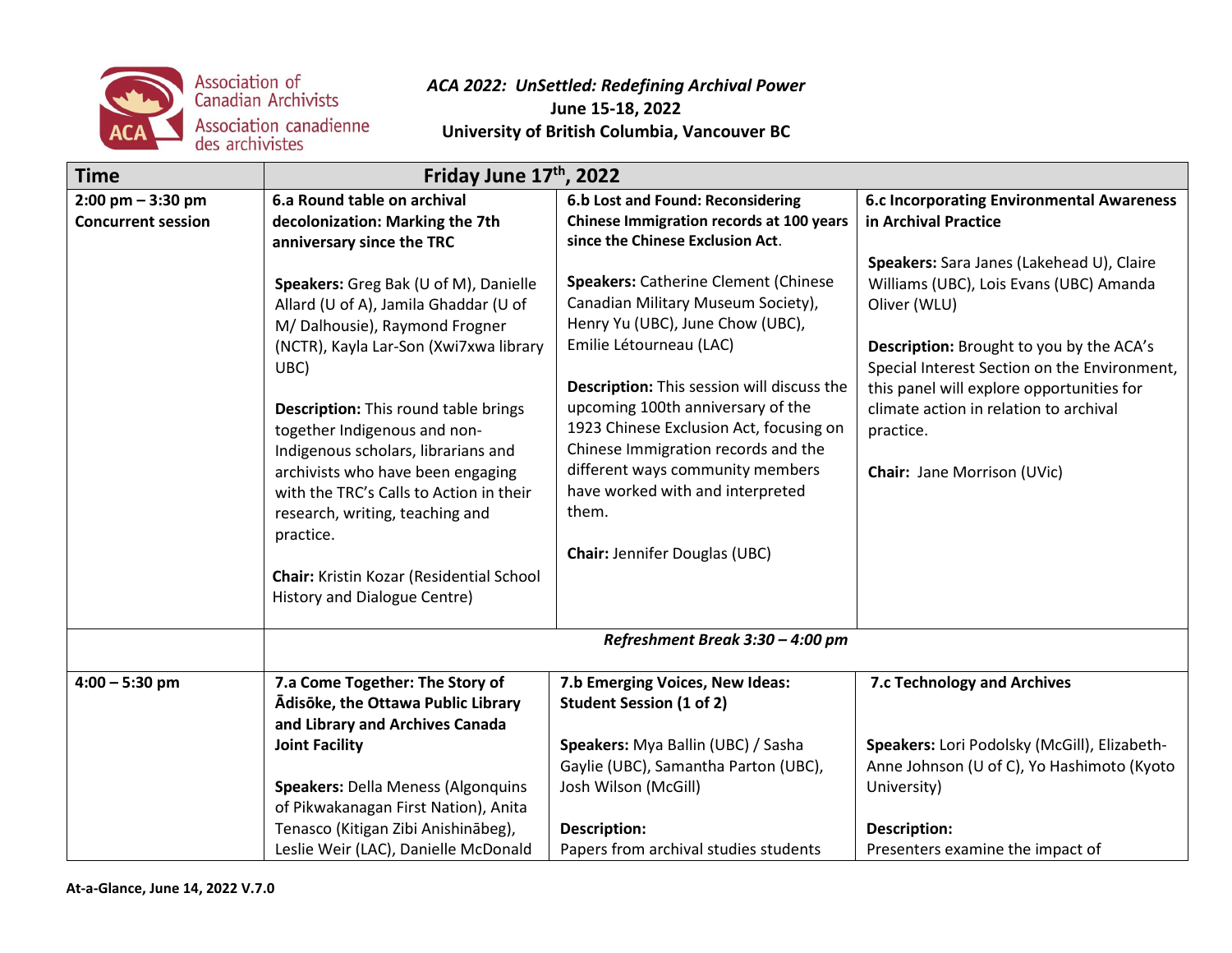Association of Canadian Archivists
Association canadienne des archivistes

*ACA 2022: UnSettled: Redefining Archival Power*
**June 15-18, 2022**
**University of British Columbia, Vancouver BC**

| Time | Friday June 17th, 2022 | | |
|---|---|---|---|
| **2:00 pm – 3:30 pm** **Concurrent session** | **6.a Round table on archival decolonization: Marking the 7th anniversary since the TRC** **Speakers:** Greg Bak (U of M), Danielle Allard (U of A), Jamila Ghaddar (U of M/ Dalhousie), Raymond Frogner (NCTR), Kayla Lar-Son (Xwi7xwa library UBC) **Description:** This round table brings together Indigenous and non-Indigenous scholars, librarians and archivists who have been engaging with the TRC's Calls to Action in their research, writing, teaching and practice. **Chair:** Kristin Kozar (Residential School History and Dialogue Centre) | **6.b Lost and Found: Reconsidering Chinese Immigration records at 100 years since the Chinese Exclusion Act**. **Speakers:** Catherine Clement (Chinese Canadian Military Museum Society), Henry Yu (UBC), June Chow (UBC), Emilie Létourneau (LAC) **Description:** This session will discuss the upcoming 100th anniversary of the 1923 Chinese Exclusion Act, focusing on Chinese Immigration records and the different ways community members have worked with and interpreted them. **Chair:** Jennifer Douglas (UBC) | **6.c Incorporating Environmental Awareness in Archival Practice** **Speakers:** Sara Janes (Lakehead U), Claire Williams (UBC), Lois Evans (UBC) Amanda Oliver (WLU) **Description:** Brought to you by the ACA's Special Interest Section on the Environment, this panel will explore opportunities for climate action in relation to archival practice. **Chair:** Jane Morrison (UVic) |
| | ***Refreshment Break 3:30 – 4:00 pm*** | | |
| **4:00 – 5:30 pm** | **7.a Come Together: The Story of Ādisōke, the Ottawa Public Library and Library and Archives Canada Joint Facility** **Speakers:** Della Meness (Algonquins of Pikwakanagan First Nation), Anita Tenasco (Kitigan Zibi Anishinābeg), Leslie Weir (LAC), Danielle McDonald | **7.b Emerging Voices, New Ideas: Student Session (1 of 2)** **Speakers:** Mya Ballin (UBC) / Sasha Gaylie (UBC), Samantha Parton (UBC), Josh Wilson (McGill) **Description:** Papers from archival studies students | **7.c Technology and Archives** **Speakers:** Lori Podolsky (McGill), Elizabeth-Anne Johnson (U of C), Yo Hashimoto (Kyoto University) **Description:** Presenters examine the impact of |

**At-a-Glance, June 14, 2022 V.7.0**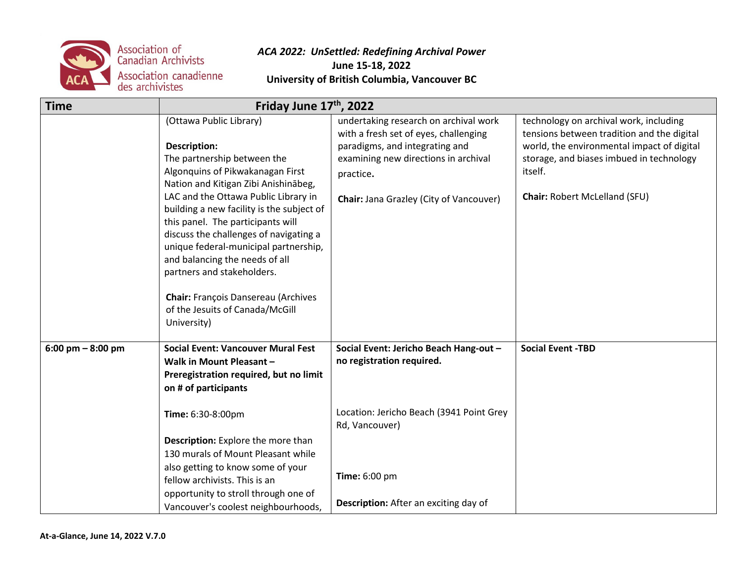**ACA 2022: UnSettled: Redefining Archival Power**
**June 15-18, 2022**
**University of British Columbia, Vancouver BC**

| Time | Friday June 17th, 2022 | | |
|---|---|---|---|
| | (Ottawa Public Library)<br><br>**Description:**<br>The partnership between the Algonquins of Pikwakanagan First Nation and Kitigan Zibi Anishinābeg, LAC and the Ottawa Public Library in building a new facility is the subject of this panel. The participants will discuss the challenges of navigating a unique federal-municipal partnership, and balancing the needs of all partners and stakeholders.<br><br>**Chair:** François Dansereau (Archives of the Jesuits of Canada/McGill University) | undertaking research on archival work with a fresh set of eyes, challenging paradigms, and integrating and examining new directions in archival practice.<br><br>**Chair:** Jana Grazley (City of Vancouver) | technology on archival work, including tensions between tradition and the digital world, the environmental impact of digital storage, and biases imbued in technology itself.<br><br>**Chair:** Robert McLelland (SFU) |
| **6:00 pm – 8:00 pm** | **Social Event: Vancouver Mural Fest Walk in Mount Pleasant – Preregistration required, but no limit on # of participants**<br><br>**Time:** 6:30-8:00pm<br><br>**Description:** Explore the more than 130 murals of Mount Pleasant while also getting to know some of your fellow archivists. This is an opportunity to stroll through one of Vancouver's coolest neighbourhoods, | **Social Event: Jericho Beach Hang-out – no registration required.**<br><br>Location: Jericho Beach (3941 Point Grey Rd, Vancouver)<br><br>**Time:** 6:00 pm<br><br>**Description:** After an exciting day of | **Social Event -TBD** |

At-a-Glance, June 14, 2022 V.7.0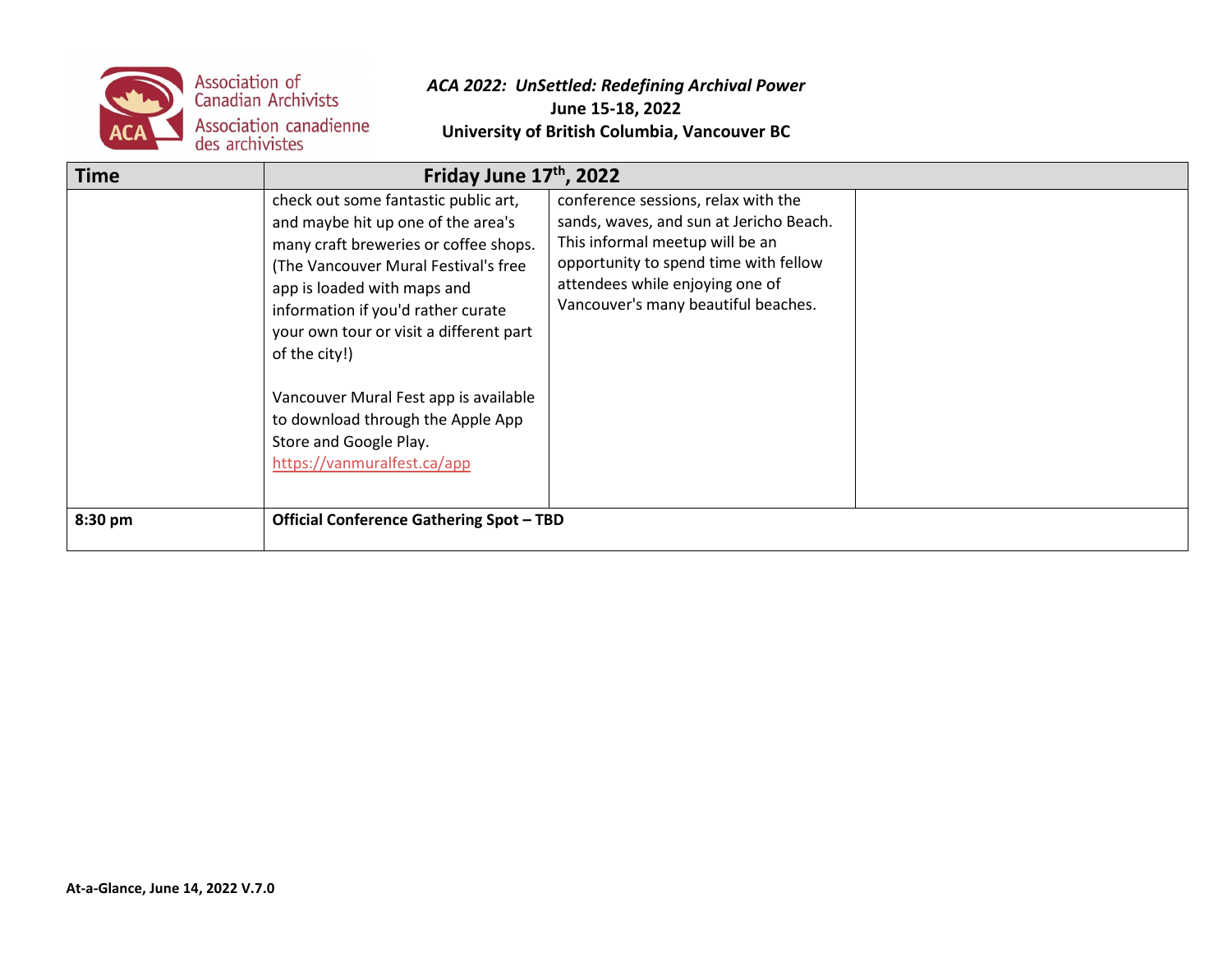| Time | Friday June 17th, 2022 | | |
|---|---|---|---|
| | check out some fantastic public art, and maybe hit up one of the area's many craft breweries or coffee shops. (The Vancouver Mural Festival's free app is loaded with maps and information if you'd rather curate your own tour or visit a different part of the city!)<br><br>Vancouver Mural Fest app is available to download through the Apple App Store and Google Play. https://vanmuralfest.ca/app | conference sessions, relax with the sands, waves, and sun at Jericho Beach. This informal meetup will be an opportunity to spend time with fellow attendees while enjoying one of Vancouver's many beautiful beaches. | |
| **8:30 pm** | **Official Conference Gathering Spot – TBD** | | |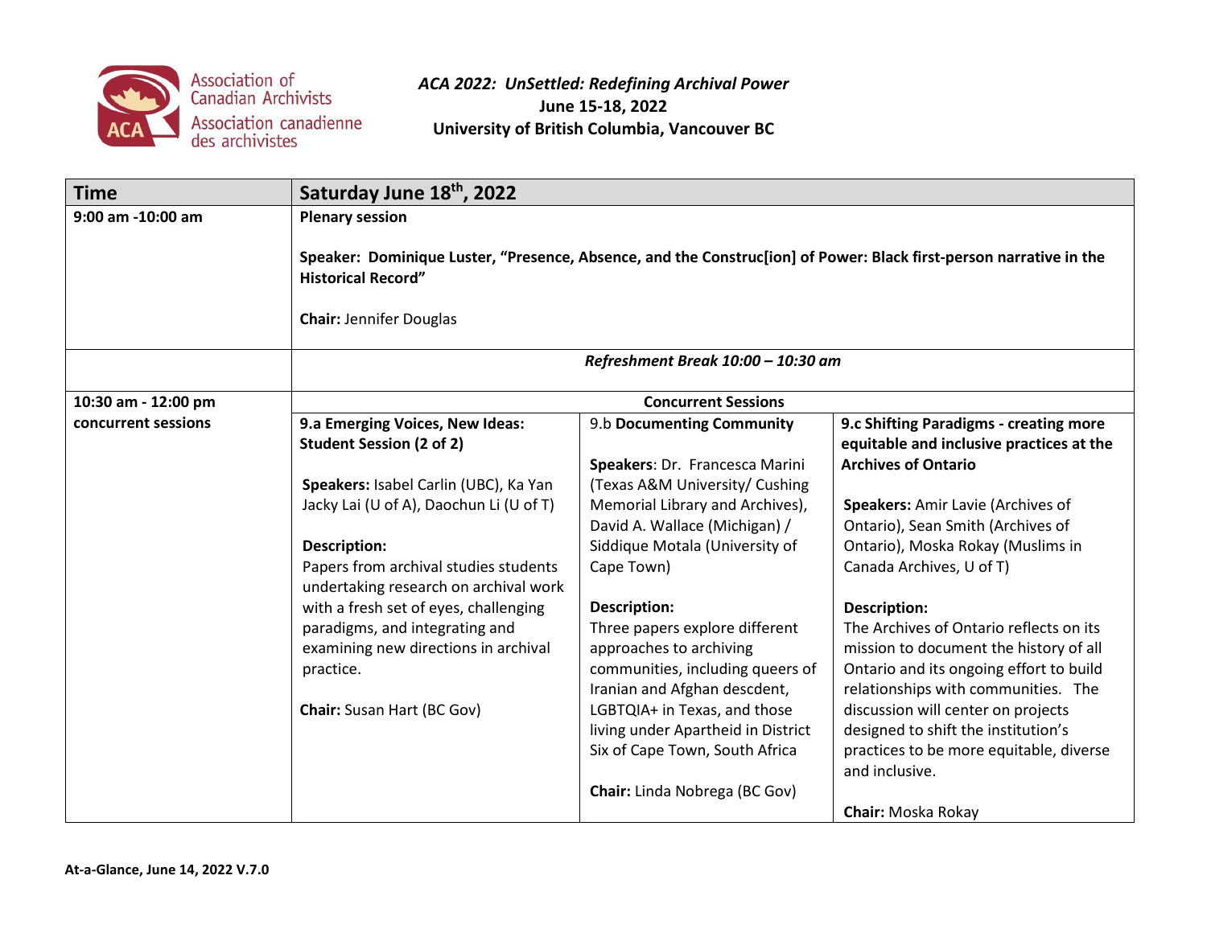Association of Canadian Archivists / Association canadienne des archivistes

***ACA 2022: UnSettled: Redefining Archival Power***
**June 15-18, 2022**
**University of British Columbia, Vancouver BC**

| Time | Saturday June 18th, 2022 | | |
|---|---|---|---|
| **9:00 am -10:00 am** | **Plenary session**<br><br>**Speaker: Dominique Luster, "Presence, Absence, and the Construc[ion] of Power: Black first-person narrative in the Historical Record"**<br><br>**Chair:** Jennifer Douglas | | |
| | ***Refreshment Break 10:00 – 10:30 am*** | | |
| **10:30 am - 12:00 pm concurrent sessions** | **Concurrent Sessions** | | |
| | **9.a Emerging Voices, New Ideas: Student Session (2 of 2)**<br><br>**Speakers:** Isabel Carlin (UBC), Ka Yan Jacky Lai (U of A), Daochun Li (U of T)<br><br>**Description:**<br>Papers from archival studies students undertaking research on archival work with a fresh set of eyes, challenging paradigms, and integrating and examining new directions in archival practice.<br><br>**Chair:** Susan Hart (BC Gov) | 9.b **Documenting Community**<br><br>**Speakers**: Dr. Francesca Marini (Texas A&M University/ Cushing Memorial Library and Archives), David A. Wallace (Michigan) / Siddique Motala (University of Cape Town)<br><br>**Description:**<br>Three papers explore different approaches to archiving communities, including queers of Iranian and Afghan descdent, LGBTQIA+ in Texas, and those living under Apartheid in District Six of Cape Town, South Africa<br><br>**Chair:** Linda Nobrega (BC Gov) | **9.c Shifting Paradigms - creating more equitable and inclusive practices at the Archives of Ontario**<br><br>**Speakers:** Amir Lavie (Archives of Ontario), Sean Smith (Archives of Ontario), Moska Rokay (Muslims in Canada Archives, U of T)<br><br>**Description:**<br>The Archives of Ontario reflects on its mission to document the history of all Ontario and its ongoing effort to build relationships with communities. The discussion will center on projects designed to shift the institution's practices to be more equitable, diverse and inclusive.<br><br>**Chair:** Moska Rokay |

**At-a-Glance, June 14, 2022 V.7.0**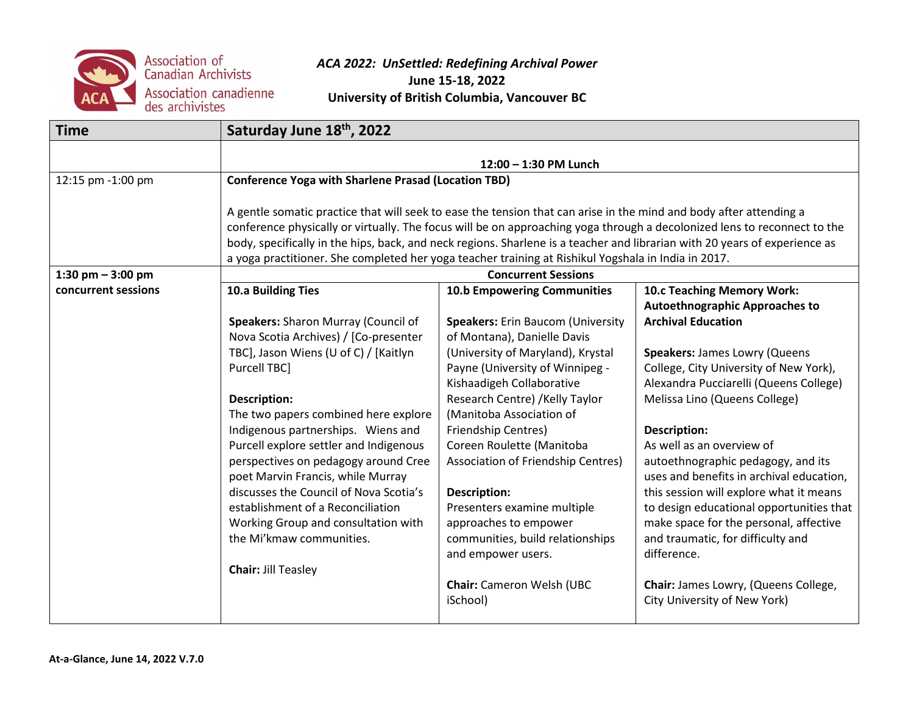*ACA 2022: UnSettled: Redefining Archival Power*
**June 15-18, 2022**
**University of British Columbia, Vancouver BC**

| Time | Saturday June 18th, 2022 | | |
|---|---|---|---|
| | **12:00 – 1:30 PM Lunch** | | |
| 12:15 pm -1:00 pm | **Conference Yoga with Sharlene Prasad (Location TBD)**<br><br>A gentle somatic practice that will seek to ease the tension that can arise in the mind and body after attending a conference physically or virtually. The focus will be on approaching yoga through a decolonized lens to reconnect to the body, specifically in the hips, back, and neck regions. Sharlene is a teacher and librarian with 20 years of experience as a yoga practitioner. She completed her yoga teacher training at Rishikul Yogshala in India in 2017. | | |
| **1:30 pm – 3:00 pm** | **Concurrent Sessions** | | |
| **concurrent sessions** | **10.a Building Ties**<br><br>**Speakers:** Sharon Murray (Council of Nova Scotia Archives) / [Co-presenter TBC], Jason Wiens (U of C) / [Kaitlyn Purcell TBC]<br><br>**Description:**<br>The two papers combined here explore Indigenous partnerships. Wiens and Purcell explore settler and Indigenous perspectives on pedagogy around Cree poet Marvin Francis, while Murray discusses the Council of Nova Scotia's establishment of a Reconciliation Working Group and consultation with the Mi'kmaw communities.<br><br>**Chair:** Jill Teasley | **10.b Empowering Communities**<br><br>**Speakers:** Erin Baucom (University of Montana), Danielle Davis (University of Maryland), Krystal Payne (University of Winnipeg - Kishaadigeh Collaborative Research Centre) /Kelly Taylor (Manitoba Association of Friendship Centres) Coreen Roulette (Manitoba Association of Friendship Centres)<br><br>**Description:**<br>Presenters examine multiple approaches to empower communities, build relationships and empower users.<br><br>**Chair:** Cameron Welsh (UBC iSchool) | **10.c Teaching Memory Work: Autoethnographic Approaches to Archival Education**<br><br>**Speakers:** James Lowry (Queens College, City University of New York), Alexandra Pucciarelli (Queens College) Melissa Lino (Queens College)<br><br>**Description:**<br>As well as an overview of autoethnographic pedagogy, and its uses and benefits in archival education, this session will explore what it means to design educational opportunities that make space for the personal, affective and traumatic, for difficulty and difference.<br><br>**Chair:** James Lowry, (Queens College, City University of New York) |

**At-a-Glance, June 14, 2022 V.7.0**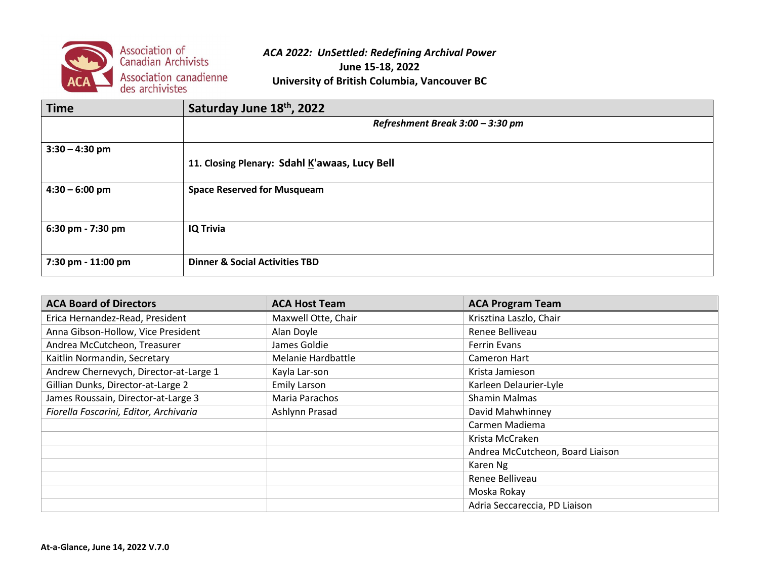Association of Canadian Archivists
Association canadienne des archivistes

***ACA 2022: UnSettled: Redefining Archival Power***
**June 15-18, 2022**
**University of British Columbia, Vancouver BC**

| Time | Saturday June 18th, 2022 |
|---|---|
| | ***Refreshment Break 3:00 – 3:30 pm*** |
| **3:30 – 4:30 pm** | **11. Closing Plenary: Sdahl K'awaas, Lucy Bell** |
| **4:30 – 6:00 pm** | **Space Reserved for Musqueam** |
| **6:30 pm - 7:30 pm** | **IQ Trivia** |
| **7:30 pm - 11:00 pm** | **Dinner & Social Activities TBD** |

| ACA Board of Directors | ACA Host Team | ACA Program Team |
|---|---|---|
| Erica Hernandez-Read, President | Maxwell Otte, Chair | Krisztina Laszlo, Chair |
| Anna Gibson-Hollow, Vice President | Alan Doyle | Renee Belliveau |
| Andrea McCutcheon, Treasurer | James Goldie | Ferrin Evans |
| Kaitlin Normandin, Secretary | Melanie Hardbattle | Cameron Hart |
| Andrew Chernevych, Director-at-Large 1 | Kayla Lar-son | Krista Jamieson |
| Gillian Dunks, Director-at-Large 2 | Emily Larson | Karleen Delaurier-Lyle |
| James Roussain, Director-at-Large 3 | Maria Parachos | Shamin Malmas |
| *Fiorella Foscarini, Editor, Archivaria* | Ashlynn Prasad | David Mahwhinney |
| | | Carmen Madiema |
| | | Krista McCraken |
| | | Andrea McCutcheon, Board Liaison |
| | | Karen Ng |
| | | Renee Belliveau |
| | | Moska Rokay |
| | | Adria Seccareccia, PD Liaison |

**At-a-Glance, June 14, 2022 V.7.0**